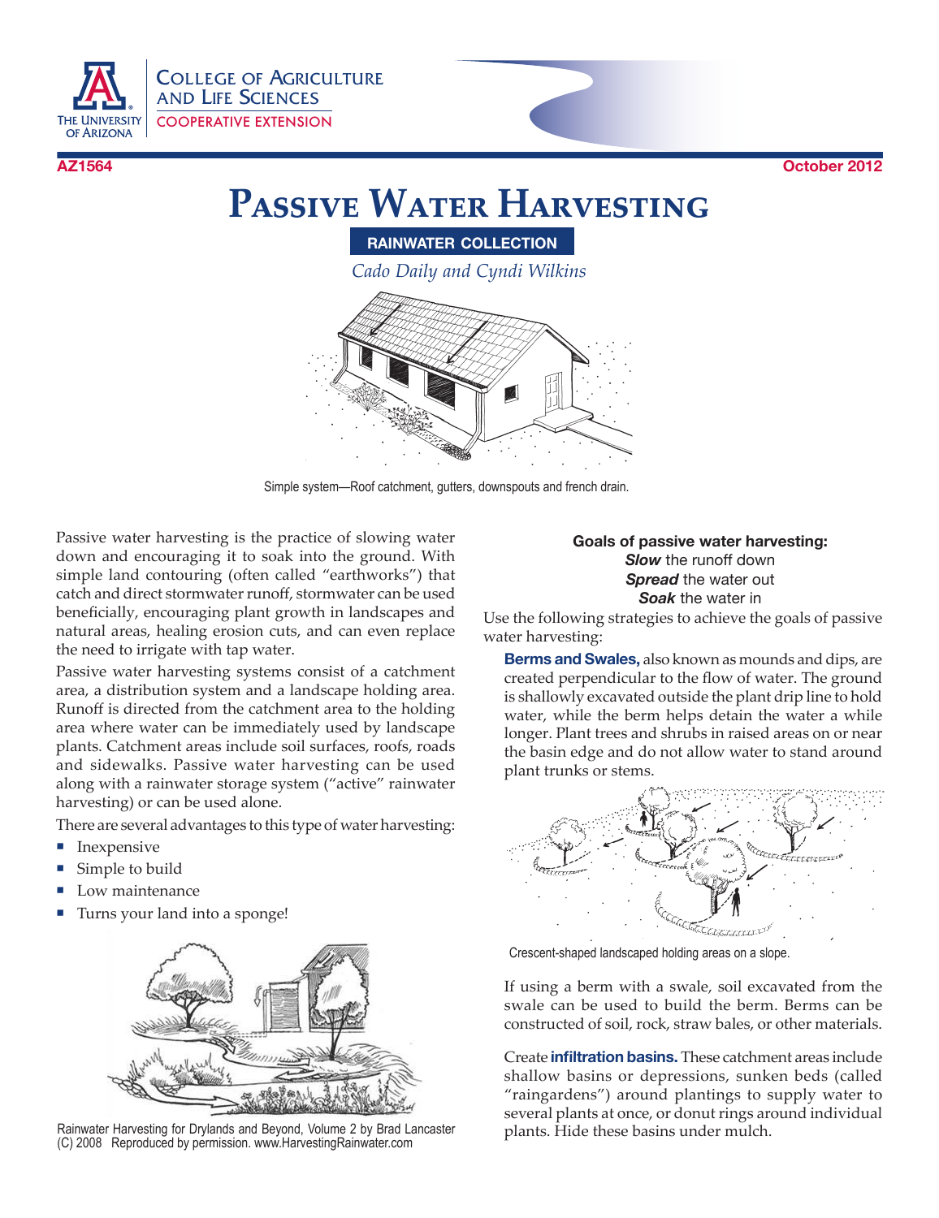COLLEGE OF AGRICULTURE AND LIFE SCIENCES
COOPERATIVE EXTENSION

AZ1564 October 2012

# Passive Water Harvesting

**RAINWATER COLLECTION**

*Cado Daily and Cyndi Wilkins*

Simple system—Roof catchment, gutters, downspouts and french drain.

Passive water harvesting is the practice of slowing water down and encouraging it to soak into the ground. With simple land contouring (often called "earthworks") that catch and direct stormwater runoff, stormwater can be used beneficially, encouraging plant growth in landscapes and natural areas, healing erosion cuts, and can even replace the need to irrigate with tap water.

Passive water harvesting systems consist of a catchment area, a distribution system and a landscape holding area. Runoff is directed from the catchment area to the holding area where water can be immediately used by landscape plants. Catchment areas include soil surfaces, roofs, roads and sidewalks. Passive water harvesting can be used along with a rainwater storage system ("active" rainwater harvesting) or can be used alone.

There are several advantages to this type of water harvesting:

- Inexpensive
- Simple to build
- Low maintenance
- Turns your land into a sponge!

Rainwater Harvesting for Drylands and Beyond, Volume 2 by Brad Lancaster (C) 2008 Reproduced by permission. www.HarvestingRainwater.com

**Goals of passive water harvesting:**
***Slow*** the runoff down
***Spread*** the water out
***Soak*** the water in

Use the following strategies to achieve the goals of passive water harvesting:

**Berms and Swales,** also known as mounds and dips, are created perpendicular to the flow of water. The ground is shallowly excavated outside the plant drip line to hold water, while the berm helps detain the water a while longer. Plant trees and shrubs in raised areas on or near the basin edge and do not allow water to stand around plant trunks or stems.

Crescent-shaped landscaped holding areas on a slope.

If using a berm with a swale, soil excavated from the swale can be used to build the berm. Berms can be constructed of soil, rock, straw bales, or other materials.

Create **infiltration basins.** These catchment areas include shallow basins or depressions, sunken beds (called "raingardens") around plantings to supply water to several plants at once, or donut rings around individual plants. Hide these basins under mulch.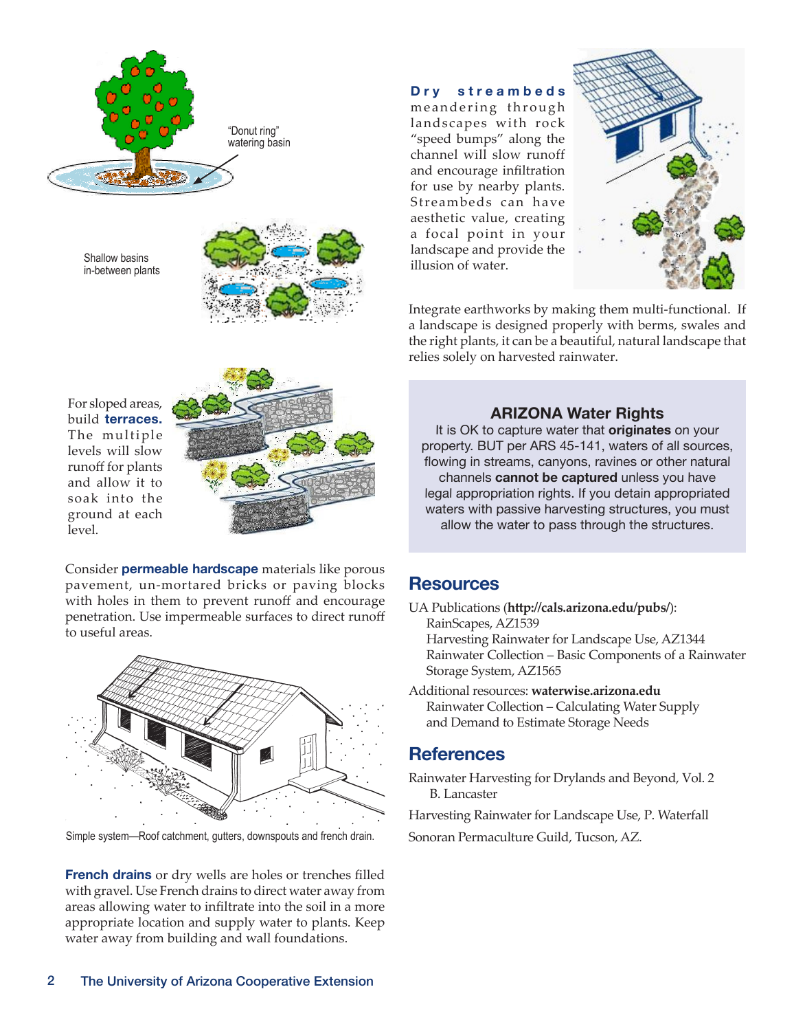"Donut ring" watering basin

Shallow basins in-between plants

For sloped areas, build **terraces.** The multiple levels will slow runoff for plants and allow it to soak into the ground at each level.

Consider **permeable hardscape** materials like porous pavement, un-mortared bricks or paving blocks with holes in them to prevent runoff and encourage penetration. Use impermeable surfaces to direct runoff to useful areas.

Simple system—Roof catchment, gutters, downspouts and french drain.

**French drains** or dry wells are holes or trenches filled with gravel. Use French drains to direct water away from areas allowing water to infiltrate into the soil in a more appropriate location and supply water to plants. Keep water away from building and wall foundations.

**Dry streambeds** meandering through landscapes with rock "speed bumps" along the channel will slow runoff and encourage infiltration for use by nearby plants. Streambeds can have aesthetic value, creating a focal point in your landscape and provide the illusion of water.

Integrate earthworks by making them multi-functional. If a landscape is designed properly with berms, swales and the right plants, it can be a beautiful, natural landscape that relies solely on harvested rainwater.

### ARIZONA Water Rights

It is OK to capture water that **originates** on your property. BUT per ARS 45-141, waters of all sources, flowing in streams, canyons, ravines or other natural channels **cannot be captured** unless you have legal appropriation rights. If you detain appropriated waters with passive harvesting structures, you must allow the water to pass through the structures.

## Resources

UA Publications (**http://cals.arizona.edu/pubs/**):
- RainScapes, AZ1539
- Harvesting Rainwater for Landscape Use, AZ1344
- Rainwater Collection – Basic Components of a Rainwater Storage System, AZ1565

Additional resources: **waterwise.arizona.edu**
- Rainwater Collection – Calculating Water Supply and Demand to Estimate Storage Needs

## References

Rainwater Harvesting for Drylands and Beyond, Vol. 2
B. Lancaster

Harvesting Rainwater for Landscape Use, P. Waterfall

Sonoran Permaculture Guild, Tucson, AZ.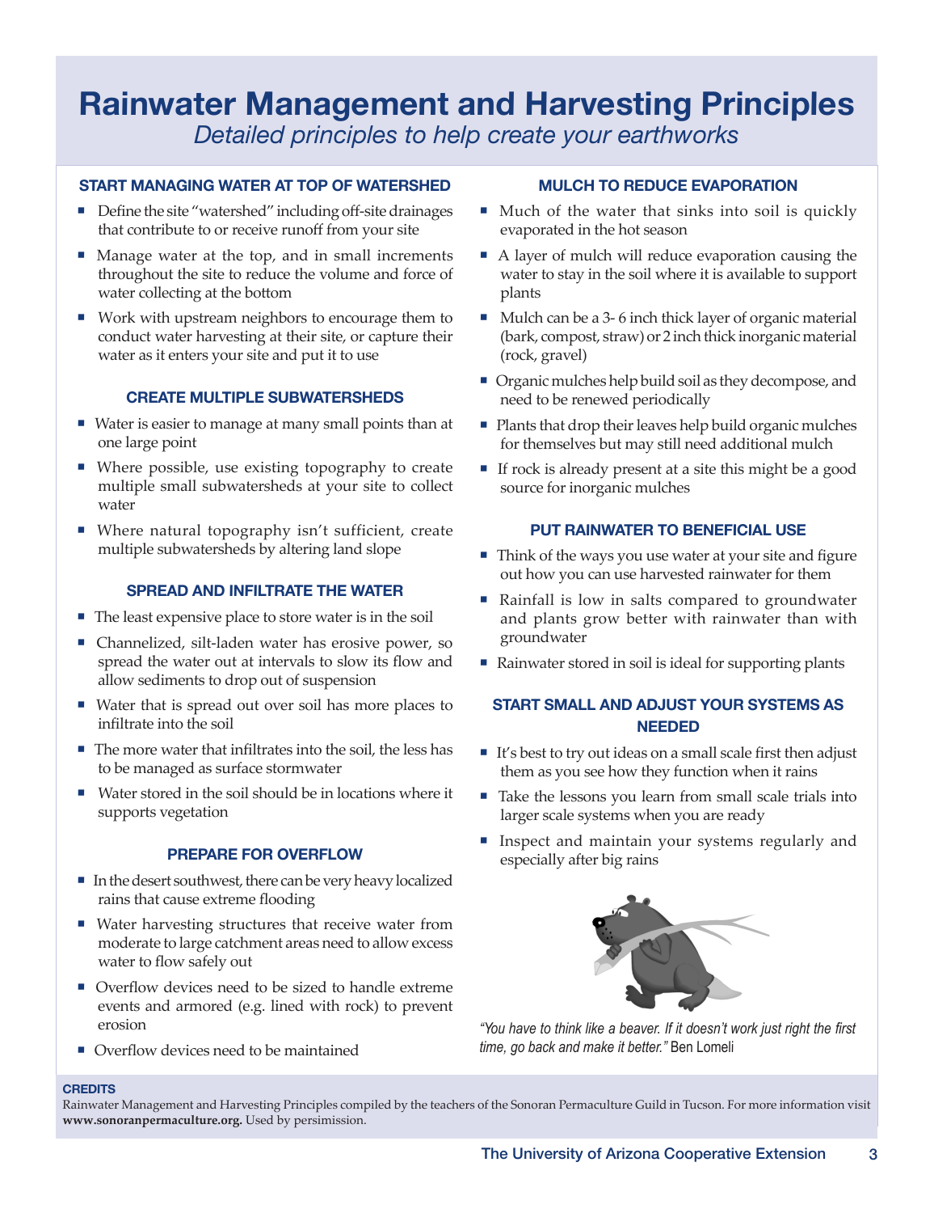# Rainwater Management and Harvesting Principles

*Detailed principles to help create your earthworks*

### START MANAGING WATER AT TOP OF WATERSHED

- Define the site "watershed" including off-site drainages that contribute to or receive runoff from your site
- Manage water at the top, and in small increments throughout the site to reduce the volume and force of water collecting at the bottom
- Work with upstream neighbors to encourage them to conduct water harvesting at their site, or capture their water as it enters your site and put it to use

### CREATE MULTIPLE SUBWATERSHEDS

- Water is easier to manage at many small points than at one large point
- Where possible, use existing topography to create multiple small subwatersheds at your site to collect water
- Where natural topography isn't sufficient, create multiple subwatersheds by altering land slope

### SPREAD AND INFILTRATE THE WATER

- The least expensive place to store water is in the soil
- Channelized, silt-laden water has erosive power, so spread the water out at intervals to slow its flow and allow sediments to drop out of suspension
- Water that is spread out over soil has more places to infiltrate into the soil
- The more water that infiltrates into the soil, the less has to be managed as surface stormwater
- Water stored in the soil should be in locations where it supports vegetation

### PREPARE FOR OVERFLOW

- In the desert southwest, there can be very heavy localized rains that cause extreme flooding
- Water harvesting structures that receive water from moderate to large catchment areas need to allow excess water to flow safely out
- Overflow devices need to be sized to handle extreme events and armored (e.g. lined with rock) to prevent erosion
- Overflow devices need to be maintained

### MULCH TO REDUCE EVAPORATION

- Much of the water that sinks into soil is quickly evaporated in the hot season
- A layer of mulch will reduce evaporation causing the water to stay in the soil where it is available to support plants
- Mulch can be a 3- 6 inch thick layer of organic material (bark, compost, straw) or 2 inch thick inorganic material (rock, gravel)
- Organic mulches help build soil as they decompose, and need to be renewed periodically
- Plants that drop their leaves help build organic mulches for themselves but may still need additional mulch
- If rock is already present at a site this might be a good source for inorganic mulches

### PUT RAINWATER TO BENEFICIAL USE

- Think of the ways you use water at your site and figure out how you can use harvested rainwater for them
- Rainfall is low in salts compared to groundwater and plants grow better with rainwater than with groundwater
- Rainwater stored in soil is ideal for supporting plants

### START SMALL AND ADJUST YOUR SYSTEMS AS NEEDED

- It's best to try out ideas on a small scale first then adjust them as you see how they function when it rains
- Take the lessons you learn from small scale trials into larger scale systems when you are ready
- Inspect and maintain your systems regularly and especially after big rains

*"You have to think like a beaver. If it doesn't work just right the first time, go back and make it better."* Ben Lomeli

**CREDITS**

Rainwater Management and Harvesting Principles compiled by the teachers of the Sonoran Permaculture Guild in Tucson. For more information visit **www.sonoranpermaculture.org.** Used by persimission.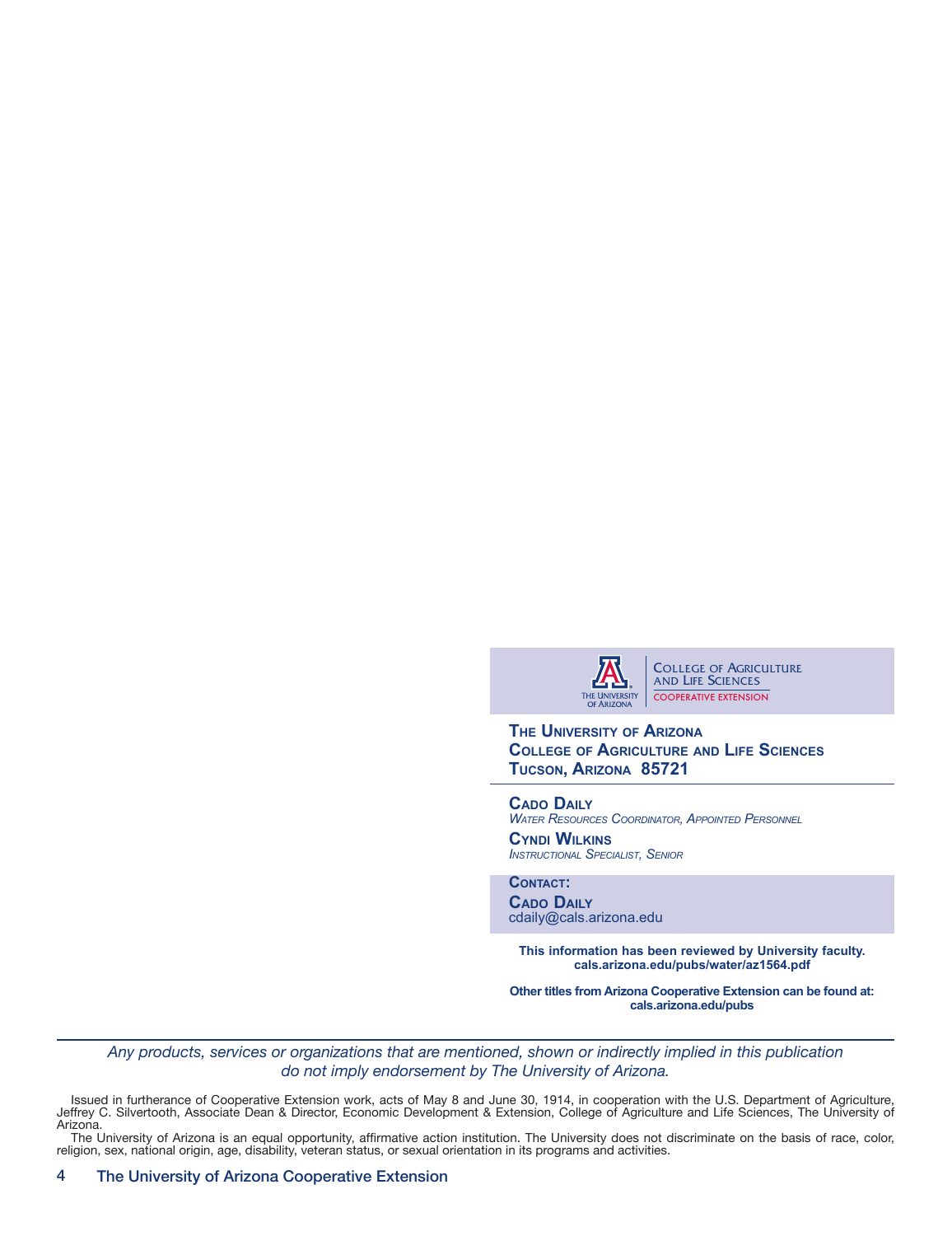College of Agriculture and Life Sciences
Cooperative Extension

**The University of Arizona**
**College of Agriculture and Life Sciences**
**Tucson, Arizona 85721**

**Cado Daily**
*Water Resources Coordinator, Appointed Personnel*

**Cyndi Wilkins**
*Instructional Specialist, Senior*

**Contact:**
**Cado Daily**
cdaily@cals.arizona.edu

**This information has been reviewed by University faculty.**
**cals.arizona.edu/pubs/water/az1564.pdf**

**Other titles from Arizona Cooperative Extension can be found at:**
**cals.arizona.edu/pubs**

*Any products, services or organizations that are mentioned, shown or indirectly implied in this publication do not imply endorsement by The University of Arizona.*

Issued in furtherance of Cooperative Extension work, acts of May 8 and June 30, 1914, in cooperation with the U.S. Department of Agriculture, Jeffrey C. Silvertooth, Associate Dean & Director, Economic Development & Extension, College of Agriculture and Life Sciences, The University of Arizona.

The University of Arizona is an equal opportunity, affirmative action institution. The University does not discriminate on the basis of race, color, religion, sex, national origin, age, disability, veteran status, or sexual orientation in its programs and activities.